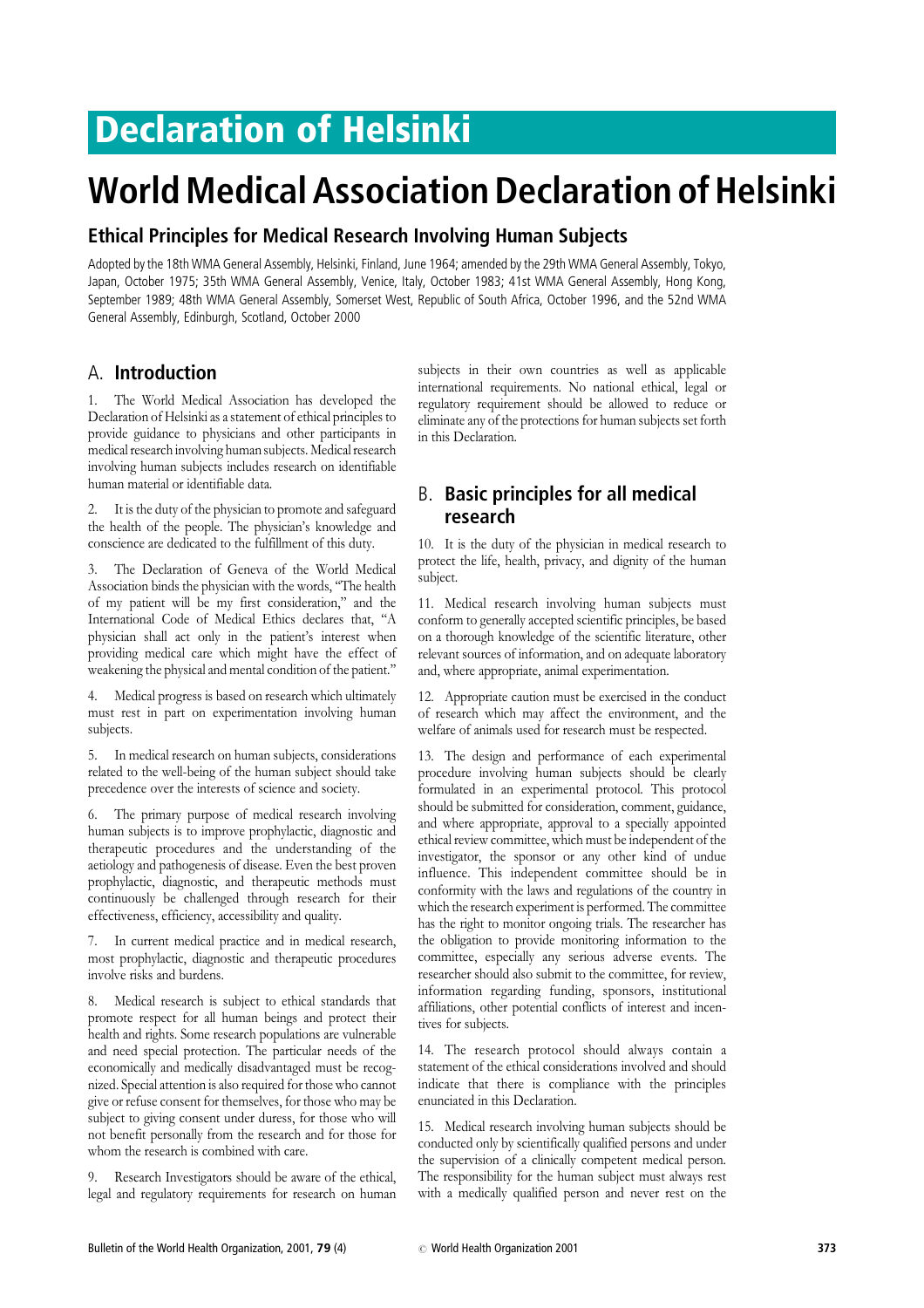# Declaration of Helsinki

# World Medical Association Declaration of Helsinki

## Ethical Principles for Medical Research Involving Human Subjects

Adopted by the 18th WMA General Assembly, Helsinki, Finland, June 1964; amended by the 29th WMA General Assembly, Tokyo, Japan, October 1975; 35th WMA General Assembly, Venice, Italy, October 1983; 41st WMA General Assembly, Hong Kong, September 1989; 48th WMA General Assembly, Somerset West, Republic of South Africa, October 1996, and the 52nd WMA General Assembly, Edinburgh, Scotland, October 2000

## A. Introduction

1. The World Medical Association has developed the Declaration of Helsinki as a statement of ethical principles to provide guidance to physicians and other participants in medical research involving human subjects. Medical research involving human subjects includes research on identifiable human material or identifiable data.

2. It is the duty of the physician to promote and safeguard the health of the people. The physician's knowledge and conscience are dedicated to the fulfillment of this duty.

3. The Declaration of Geneva of the World Medical Association binds the physician with the words, "The health of my patient will be my first consideration," and the International Code of Medical Ethics declares that, "A physician shall act only in the patient's interest when providing medical care which might have the effect of weakening the physical and mental condition of the patient."

4. Medical progress is based on research which ultimately must rest in part on experimentation involving human subjects.

5. In medical research on human subjects, considerations related to the well-being of the human subject should take precedence over the interests of science and society.

6. The primary purpose of medical research involving human subjects is to improve prophylactic, diagnostic and therapeutic procedures and the understanding of the aetiology and pathogenesis of disease. Even the best proven prophylactic, diagnostic, and therapeutic methods must continuously be challenged through research for their effectiveness, efficiency, accessibility and quality.

7. In current medical practice and in medical research, most prophylactic, diagnostic and therapeutic procedures involve risks and burdens.

8. Medical research is subject to ethical standards that promote respect for all human beings and protect their health and rights. Some research populations are vulnerable and need special protection. The particular needs of the economically and medically disadvantaged must be recognized. Special attention is also required for those who cannot give or refuse consent for themselves, for those who may be subject to giving consent under duress, for those who will not benefit personally from the research and for those for whom the research is combined with care.

9. Research Investigators should be aware of the ethical, legal and regulatory requirements for research on human subjects in their own countries as well as applicable international requirements. No national ethical, legal or regulatory requirement should be allowed to reduce or eliminate any of the protections for human subjects set forth in this Declaration.

## B. Basic principles for all medical research

10. It is the duty of the physician in medical research to protect the life, health, privacy, and dignity of the human subject.

11. Medical research involving human subjects must conform to generally accepted scientific principles, be based on a thorough knowledge of the scientific literature, other relevant sources of information, and on adequate laboratory and, where appropriate, animal experimentation.

12. Appropriate caution must be exercised in the conduct of research which may affect the environment, and the welfare of animals used for research must be respected.

13. The design and performance of each experimental procedure involving human subjects should be clearly formulated in an experimental protocol. This protocol should be submitted for consideration, comment, guidance, and where appropriate, approval to a specially appointed ethical review committee, which must be independent of the investigator, the sponsor or any other kind of undue influence. This independent committee should be in conformity with the laws and regulations of the country in which the research experiment is performed. The committee has the right to monitor ongoing trials. The researcher has the obligation to provide monitoring information to the committee, especially any serious adverse events. The researcher should also submit to the committee, for review, information regarding funding, sponsors, institutional affiliations, other potential conflicts of interest and incentives for subjects.

14. The research protocol should always contain a statement of the ethical considerations involved and should indicate that there is compliance with the principles enunciated in this Declaration.

15. Medical research involving human subjects should be conducted only by scientifically qualified persons and under the supervision of a clinically competent medical person. The responsibility for the human subject must always rest with a medically qualified person and never rest on the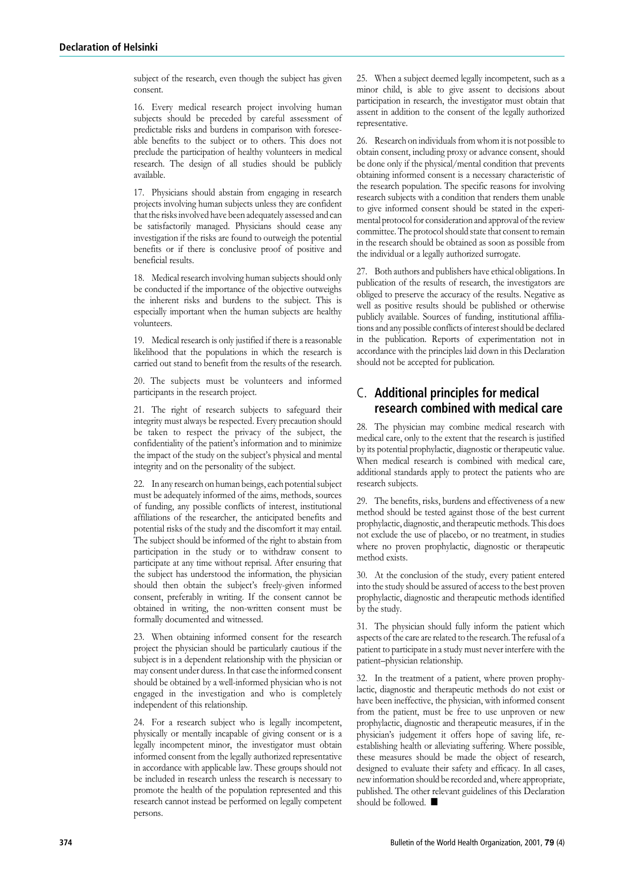subject of the research, even though the subject has given consent.

16. Every medical research project involving human subjects should be preceded by careful assessment of predictable risks and burdens in comparison with foreseeable benefits to the subject or to others. This does not preclude the participation of healthy volunteers in medical research. The design of all studies should be publicly available.

17. Physicians should abstain from engaging in research projects involving human subjects unless they are confident that the risks involved have been adequately assessed and can be satisfactorily managed. Physicians should cease any investigation if the risks are found to outweigh the potential benefits or if there is conclusive proof of positive and beneficial results.

18. Medical research involving human subjects should only be conducted if the importance of the objective outweighs the inherent risks and burdens to the subject. This is especially important when the human subjects are healthy volunteers.

19. Medical research is only justified if there is a reasonable likelihood that the populations in which the research is carried out stand to benefit from the results of the research.

20. The subjects must be volunteers and informed participants in the research project.

21. The right of research subjects to safeguard their integrity must always be respected. Every precaution should be taken to respect the privacy of the subject, the confidentiality of the patient's information and to minimize the impact of the study on the subject's physical and mental integrity and on the personality of the subject.

22. In any research on human beings, each potential subject must be adequately informed of the aims, methods, sources of funding, any possible conflicts of interest, institutional affiliations of the researcher, the anticipated benefits and potential risks of the study and the discomfort it may entail. The subject should be informed of the right to abstain from participation in the study or to withdraw consent to participate at any time without reprisal. After ensuring that the subject has understood the information, the physician should then obtain the subject's freely-given informed consent, preferably in writing. If the consent cannot be obtained in writing, the non-written consent must be formally documented and witnessed.

23. When obtaining informed consent for the research project the physician should be particularly cautious if the subject is in a dependent relationship with the physician or may consent under duress. In that case the informed consent should be obtained by a well-informed physician who is not engaged in the investigation and who is completely independent of this relationship.

24. For a research subject who is legally incompetent, physically or mentally incapable of giving consent or is a legally incompetent minor, the investigator must obtain informed consent from the legally authorized representative in accordance with applicable law. These groups should not be included in research unless the research is necessary to promote the health of the population represented and this research cannot instead be performed on legally competent persons.

25. When a subject deemed legally incompetent, such as a minor child, is able to give assent to decisions about participation in research, the investigator must obtain that assent in addition to the consent of the legally authorized representative.

26. Research on individuals from whom it is not possible to obtain consent, including proxy or advance consent, should be done only if the physical/mental condition that prevents obtaining informed consent is a necessary characteristic of the research population. The specific reasons for involving research subjects with a condition that renders them unable to give informed consent should be stated in the experimental protocol for consideration and approval of the review committee. The protocol should state that consent to remain in the research should be obtained as soon as possible from the individual or a legally authorized surrogate.

27. Both authors and publishers have ethical obligations. In publication of the results of research, the investigators are obliged to preserve the accuracy of the results. Negative as well as positive results should be published or otherwise publicly available. Sources of funding, institutional affiliations and any possible conflicts of interest should be declared in the publication. Reports of experimentation not in accordance with the principles laid down in this Declaration should not be accepted for publication.

## C. Additional principles for medical research combined with medical care

28. The physician may combine medical research with medical care, only to the extent that the research is justified by its potential prophylactic, diagnostic or therapeutic value. When medical research is combined with medical care, additional standards apply to protect the patients who are research subjects.

29. The benefits, risks, burdens and effectiveness of a new method should be tested against those of the best current prophylactic, diagnostic, and therapeutic methods. This does not exclude the use of placebo, or no treatment, in studies where no proven prophylactic, diagnostic or therapeutic method exists.

30. At the conclusion of the study, every patient entered into the study should be assured of access to the best proven prophylactic, diagnostic and therapeutic methods identified by the study.

31. The physician should fully inform the patient which aspects of the care are related to the research. The refusal of a patient to participate in a study must never interfere with the patient–physician relationship.

32. In the treatment of a patient, where proven prophylactic, diagnostic and therapeutic methods do not exist or have been ineffective, the physician, with informed consent from the patient, must be free to use unproven or new prophylactic, diagnostic and therapeutic measures, if in the physician's judgement it offers hope of saving life, re-establishing health or alleviating suffering. Where possible, these measures should be made the object of research, designed to evaluate their safety and efficacy. In all cases, new information should be recorded and, where appropriate, published. The other relevant guidelines of this Declaration should be followed. ■